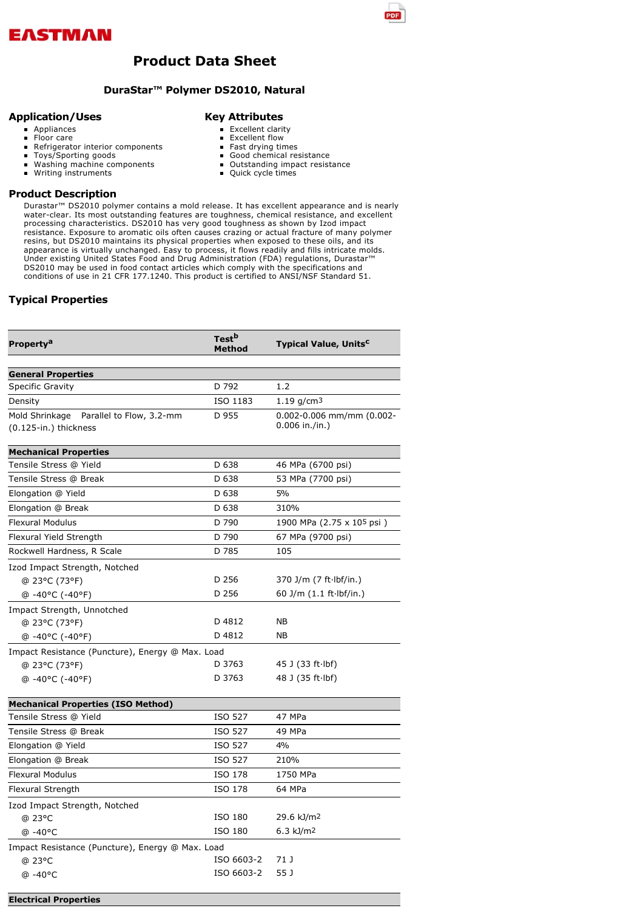# EASTMAN

# Product Data Sheet

## DuraStar™ Polymer DS2010, Natural

## Application/Uses

- Appliances
- Floor care
- Refrigerator interior components
- Toys/Sporting goods
- Washing machine components
- Writing instruments

## Key Attributes

- Excellent clarity
- Excellent flow
- Fast drying times
- Good chemical resistance
- Outstanding impact resistance
- Quick cycle times

## Product Description

Durastar™ DS2010 polymer contains a mold release. It has excellent appearance and is nearly water-clear. Its most outstanding features are toughness, chemical resistance, and excellent processing characteristics. DS2010 has very good toughness as shown by Izod impact resistance. Exposure to aromatic oils often causes crazing or actual fracture of many polymer resins, but DS2010 maintains its physical properties when exposed to these oils, and its appearance is virtually unchanged. Easy to process, it flows readily and fills intricate molds. Under existing United States Food and Drug Administration (FDA) regulations, Durastar™ DS2010 may be used in food contact articles which comply with the specifications and conditions of use in 21 CFR 177.1240. This product is certified to ANSI/NSF Standard 51.

## Typical Properties

| Property[a] | Test[b] Method | Typical Value, Units[c] |
|---|---|---|
| **General Properties** | | |
| Specific Gravity | D 792 | 1.2 |
| Density | ISO 1183 | 1.19 g/cm³ |
| Mold Shrinkage Parallel to Flow, 3.2-mm (0.125-in.) thickness | D 955 | 0.002-0.006 mm/mm (0.002-0.006 in./in.) |
| **Mechanical Properties** | | |
| Tensile Stress @ Yield | D 638 | 46 MPa (6700 psi) |
| Tensile Stress @ Break | D 638 | 53 MPa (7700 psi) |
| Elongation @ Yield | D 638 | 5% |
| Elongation @ Break | D 638 | 310% |
| Flexural Modulus | D 790 | 1900 MPa (2.75 x 10⁵ psi ) |
| Flexural Yield Strength | D 790 | 67 MPa (9700 psi) |
| Rockwell Hardness, R Scale | D 785 | 105 |
| Izod Impact Strength, Notched | | |
| @ 23°C (73°F) | D 256 | 370 J/m (7 ft·lbf/in.) |
| @ -40°C (-40°F) | D 256 | 60 J/m (1.1 ft·lbf/in.) |
| Impact Strength, Unnotched | | |
| @ 23°C (73°F) | D 4812 | NB |
| @ -40°C (-40°F) | D 4812 | NB |
| Impact Resistance (Puncture), Energy @ Max. Load | | |
| @ 23°C (73°F) | D 3763 | 45 J (33 ft·lbf) |
| @ -40°C (-40°F) | D 3763 | 48 J (35 ft·lbf) |
| **Mechanical Properties (ISO Method)** | | |
| Tensile Stress @ Yield | ISO 527 | 47 MPa |
| Tensile Stress @ Break | ISO 527 | 49 MPa |
| Elongation @ Yield | ISO 527 | 4% |
| Elongation @ Break | ISO 527 | 210% |
| Flexural Modulus | ISO 178 | 1750 MPa |
| Flexural Strength | ISO 178 | 64 MPa |
| Izod Impact Strength, Notched | | |
| @ 23°C | ISO 180 | 29.6 kJ/m² |
| @ -40°C | ISO 180 | 6.3 kJ/m² |
| Impact Resistance (Puncture), Energy @ Max. Load | | |
| @ 23°C | ISO 6603-2 | 71 J |
| @ -40°C | ISO 6603-2 | 55 J |
| **Electrical Properties** | | |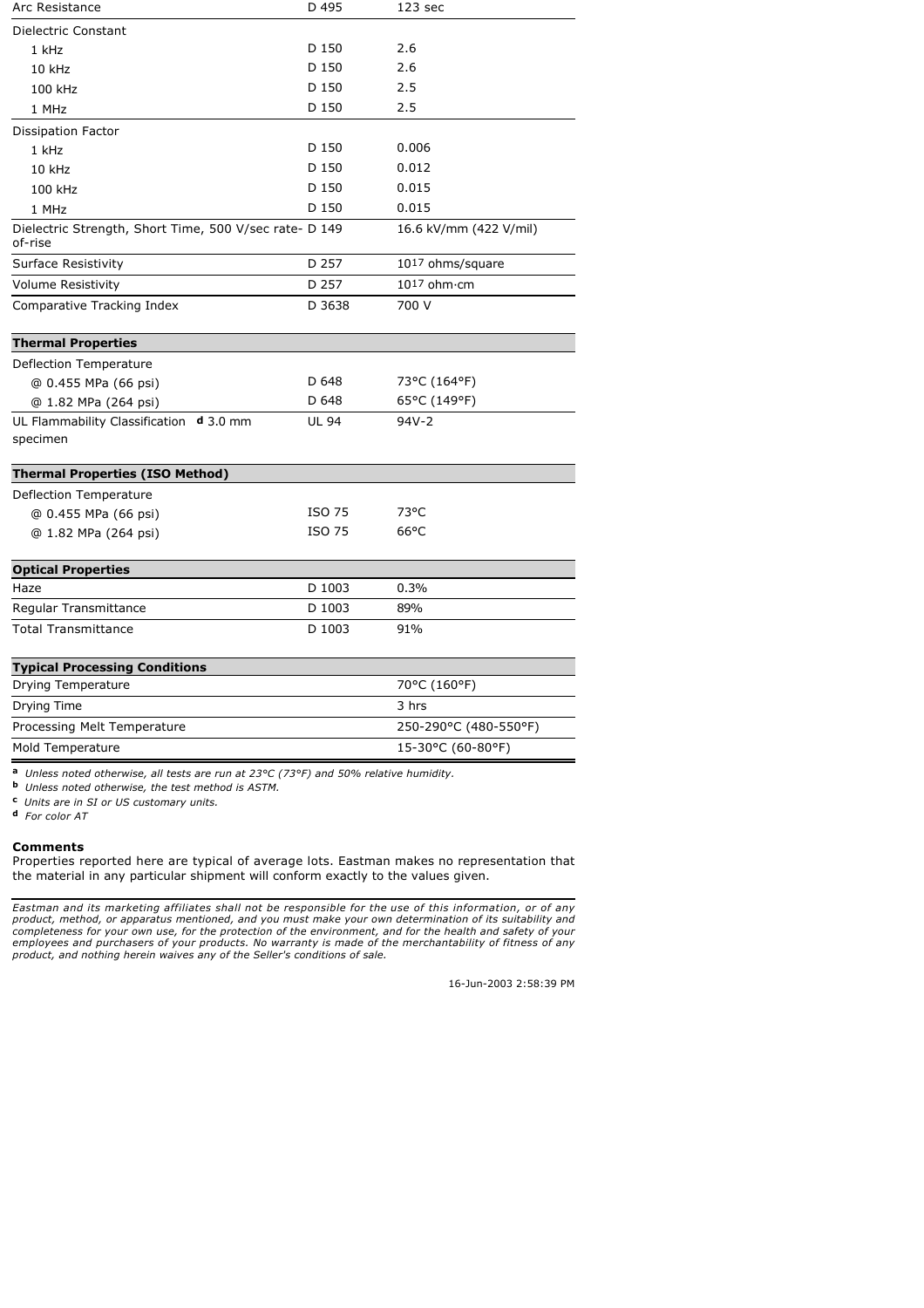| | | |
|---|---|---|
| Arc Resistance | D 495 | 123 sec |
| Dielectric Constant | | |
| 1 kHz | D 150 | 2.6 |
| 10 kHz | D 150 | 2.6 |
| 100 kHz | D 150 | 2.5 |
| 1 MHz | D 150 | 2.5 |
| Dissipation Factor | | |
| 1 kHz | D 150 | 0.006 |
| 10 kHz | D 150 | 0.012 |
| 100 kHz | D 150 | 0.015 |
| 1 MHz | D 150 | 0.015 |
| Dielectric Strength, Short Time, 500 V/sec rate-of-rise | D 149 | 16.6 kV/mm (422 V/mil) |
| Surface Resistivity | D 257 | $10^{17}$ ohms/square |
| Volume Resistivity | D 257 | $10^{17}$ ohm·cm |
| Comparative Tracking Index | D 3638 | 700 V |

| **Thermal Properties** | | |
|---|---|---|
| Deflection Temperature | | |
| @ 0.455 MPa (66 psi) | D 648 | 73°C (164°F) |
| @ 1.82 MPa (264 psi) | D 648 | 65°C (149°F) |
| UL Flammability Classification [d] 3.0 mm specimen | UL 94 | 94V-2 |

| **Thermal Properties (ISO Method)** | | |
|---|---|---|
| Deflection Temperature | | |
| @ 0.455 MPa (66 psi) | ISO 75 | 73°C |
| @ 1.82 MPa (264 psi) | ISO 75 | 66°C |

| **Optical Properties** | | |
|---|---|---|
| Haze | D 1003 | 0.3% |
| Regular Transmittance | D 1003 | 89% |
| Total Transmittance | D 1003 | 91% |

| **Typical Processing Conditions** | | |
|---|---|---|
| Drying Temperature | | 70°C (160°F) |
| Drying Time | | 3 hrs |
| Processing Melt Temperature | | 250-290°C (480-550°F) |
| Mold Temperature | | 15-30°C (60-80°F) |

[a] *Unless noted otherwise, all tests are run at 23°C (73°F) and 50% relative humidity.*
[b] *Unless noted otherwise, the test method is ASTM.*
[c] *Units are in SI or US customary units.*
[d] *For color AT*

**Comments**

Properties reported here are typical of average lots. Eastman makes no representation that the material in any particular shipment will conform exactly to the values given.

*Eastman and its marketing affiliates shall not be responsible for the use of this information, or of any product, method, or apparatus mentioned, and you must make your own determination of its suitability and completeness for your own use, for the protection of the environment, and for the health and safety of your employees and purchasers of your products. No warranty is made of the merchantability of fitness of any product, and nothing herein waives any of the Seller's conditions of sale.*

16-Jun-2003 2:58:39 PM